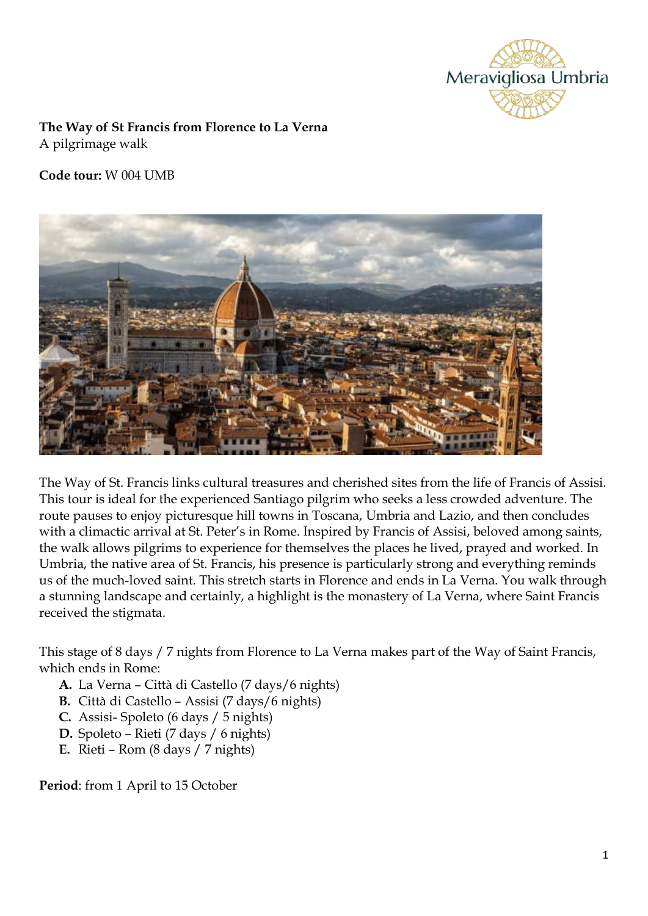**The Way of St Francis from Florence to La Verna**
A pilgrimage walk

**Code tour:** W 004 UMB

The Way of St. Francis links cultural treasures and cherished sites from the life of Francis of Assisi. This tour is ideal for the experienced Santiago pilgrim who seeks a less crowded adventure. The route pauses to enjoy picturesque hill towns in Toscana, Umbria and Lazio, and then concludes with a climactic arrival at St. Peter's in Rome. Inspired by Francis of Assisi, beloved among saints, the walk allows pilgrims to experience for themselves the places he lived, prayed and worked. In Umbria, the native area of St. Francis, his presence is particularly strong and everything reminds us of the much-loved saint. This stretch starts in Florence and ends in La Verna. You walk through a stunning landscape and certainly, a highlight is the monastery of La Verna, where Saint Francis received the stigmata.

This stage of 8 days / 7 nights from Florence to La Verna makes part of the Way of Saint Francis, which ends in Rome:

- **A.** La Verna – Città di Castello (7 days/6 nights)
- **B.** Città di Castello – Assisi (7 days/6 nights)
- **C.** Assisi- Spoleto (6 days / 5 nights)
- **D.** Spoleto – Rieti (7 days / 6 nights)
- **E.** Rieti – Rom (8 days / 7 nights)

**Period**: from 1 April to 15 October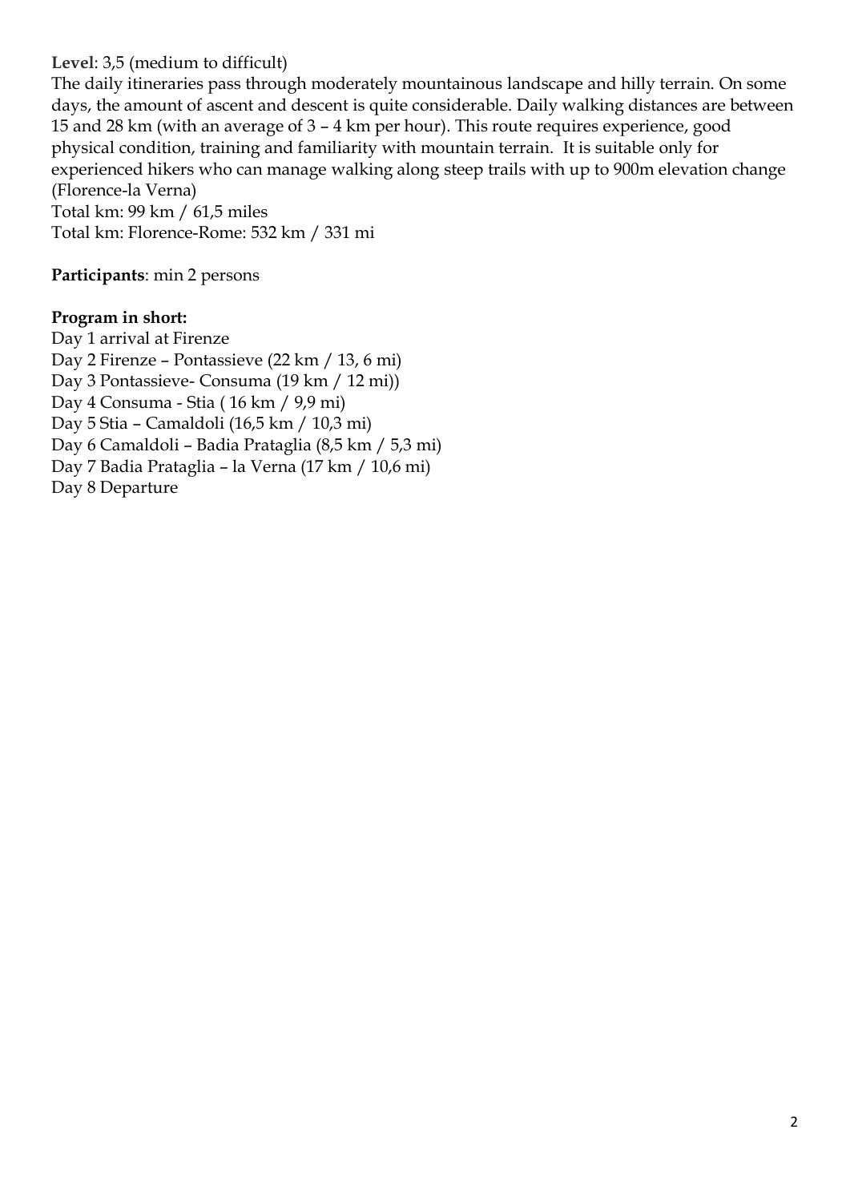**Level**: 3,5 (medium to difficult)
The daily itineraries pass through moderately mountainous landscape and hilly terrain. On some days, the amount of ascent and descent is quite considerable. Daily walking distances are between 15 and 28 km (with an average of 3 – 4 km per hour). This route requires experience, good physical condition, training and familiarity with mountain terrain.  It is suitable only for experienced hikers who can manage walking along steep trails with up to 900m elevation change (Florence-la Verna)
Total km: 99 km / 61,5 miles
Total km: Florence-Rome: 532 km / 331 mi

**Participants**: min 2 persons

**Program in short:**
Day 1 arrival at Firenze
Day 2 Firenze – Pontassieve (22 km / 13, 6 mi)
Day 3 Pontassieve- Consuma (19 km / 12 mi))
Day 4 Consuma - Stia ( 16 km / 9,9 mi)
Day 5 Stia – Camaldoli (16,5 km / 10,3 mi)
Day 6 Camaldoli – Badia Prataglia (8,5 km / 5,3 mi)
Day 7 Badia Prataglia – la Verna (17 km / 10,6 mi)
Day 8 Departure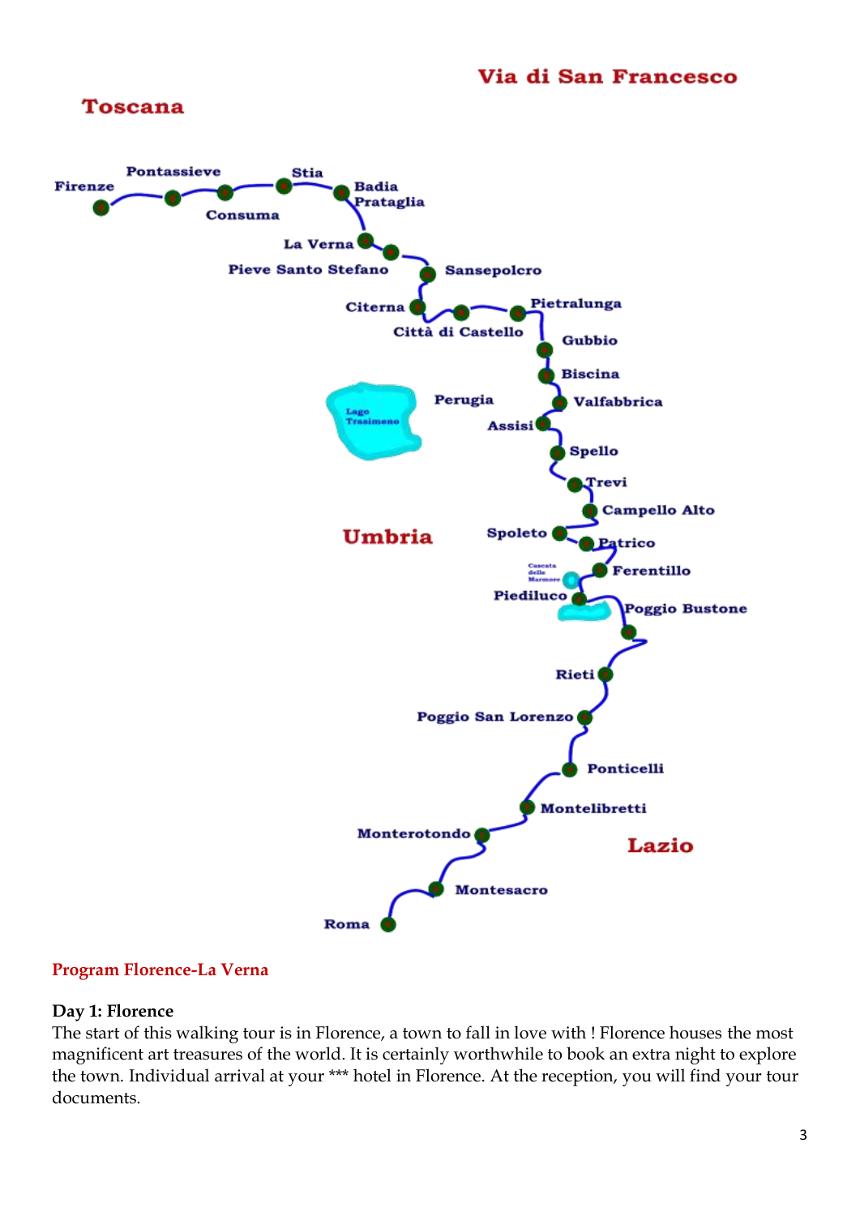Via di San Francesco

Toscana

Firenze, Pontassieve, Consuma, Stia, Badia Prataglia, La Verna, Pieve Santo Stefano, Sansepolcro, Citerna, Città di Castello, Pietralunga, Gubbio, Biscina, Valfabbrica, Perugia, Lago Trasimeno, Assisi, Spello, Trevi, Campello Alto

Umbria

Spoleto, Patrico, Ferentillo, Cascata delle Marmore, Piediluco, Poggio Bustone, Rieti, Poggio San Lorenzo, Ponticelli, Montelibretti, Monterotondo, Montesacro, Roma

Lazio

## Program Florence-La Verna

### Day 1: Florence

The start of this walking tour is in Florence, a town to fall in love with ! Florence houses the most magnificent art treasures of the world. It is certainly worthwhile to book an extra night to explore the town. Individual arrival at your *** hotel in Florence. At the reception, you will find your tour documents.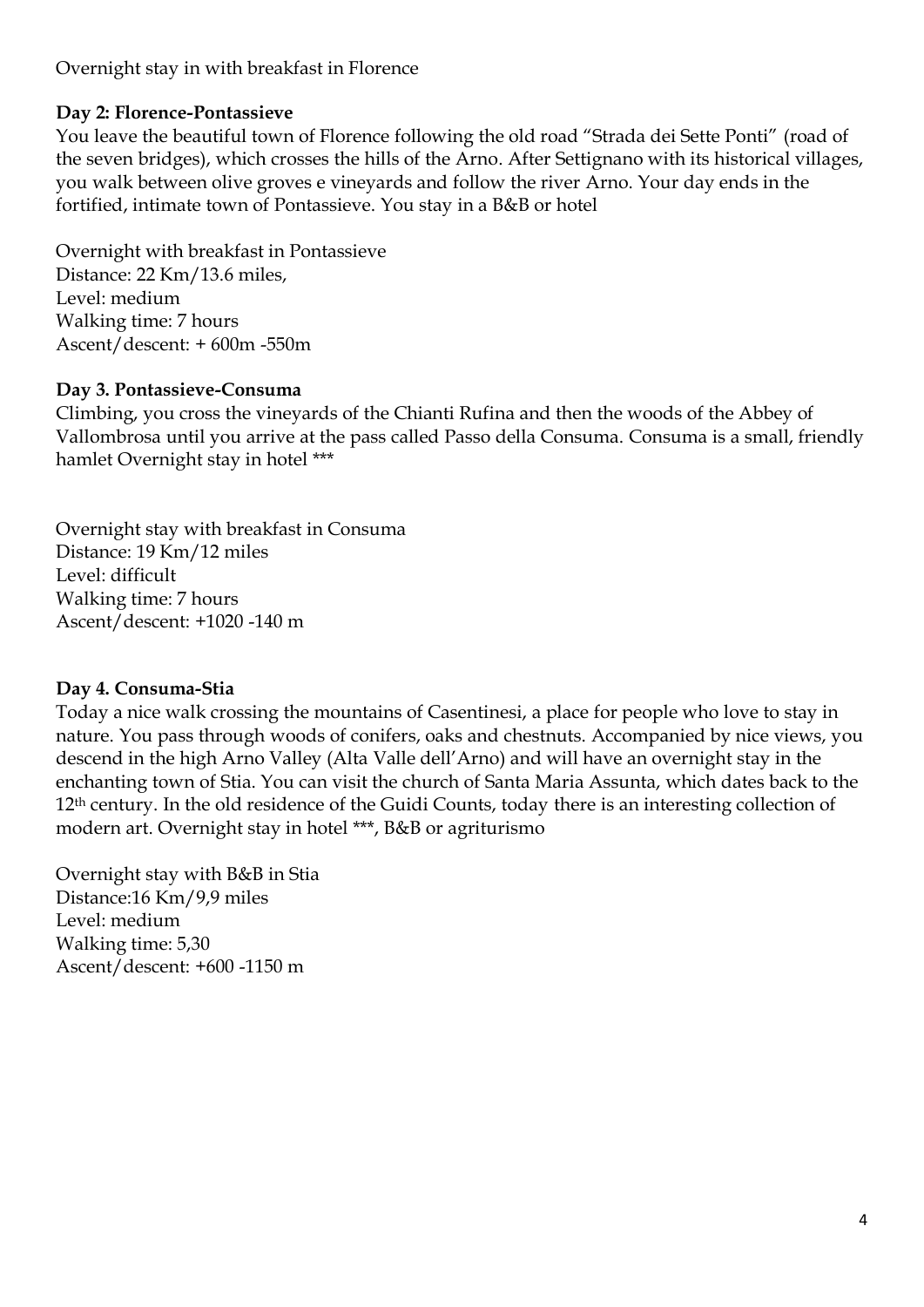Overnight stay in with breakfast in Florence

**Day 2: Florence-Pontassieve**

You leave the beautiful town of Florence following the old road "Strada dei Sette Ponti" (road of the seven bridges), which crosses the hills of the Arno. After Settignano with its historical villages, you walk between olive groves e vineyards and follow the river Arno. Your day ends in the fortified, intimate town of Pontassieve. You stay in a B&B or hotel

Overnight with breakfast in Pontassieve
Distance: 22 Km/13.6 miles,
Level: medium
Walking time: 7 hours
Ascent/descent: + 600m -550m

**Day 3. Pontassieve-Consuma**

Climbing, you cross the vineyards of the Chianti Rufina and then the woods of the Abbey of Vallombrosa until you arrive at the pass called Passo della Consuma. Consuma is a small, friendly hamlet Overnight stay in hotel ***

Overnight stay with breakfast in Consuma
Distance: 19 Km/12 miles
Level: difficult
Walking time: 7 hours
Ascent/descent: +1020 -140 m

**Day 4. Consuma-Stia**

Today a nice walk crossing the mountains of Casentinesi, a place for people who love to stay in nature. You pass through woods of conifers, oaks and chestnuts. Accompanied by nice views, you descend in the high Arno Valley (Alta Valle dell'Arno) and will have an overnight stay in the enchanting town of Stia. You can visit the church of Santa Maria Assunta, which dates back to the 12th century. In the old residence of the Guidi Counts, today there is an interesting collection of modern art. Overnight stay in hotel ***, B&B or agriturismo

Overnight stay with B&B in Stia
Distance:16 Km/9,9 miles
Level: medium
Walking time: 5,30
Ascent/descent: +600 -1150 m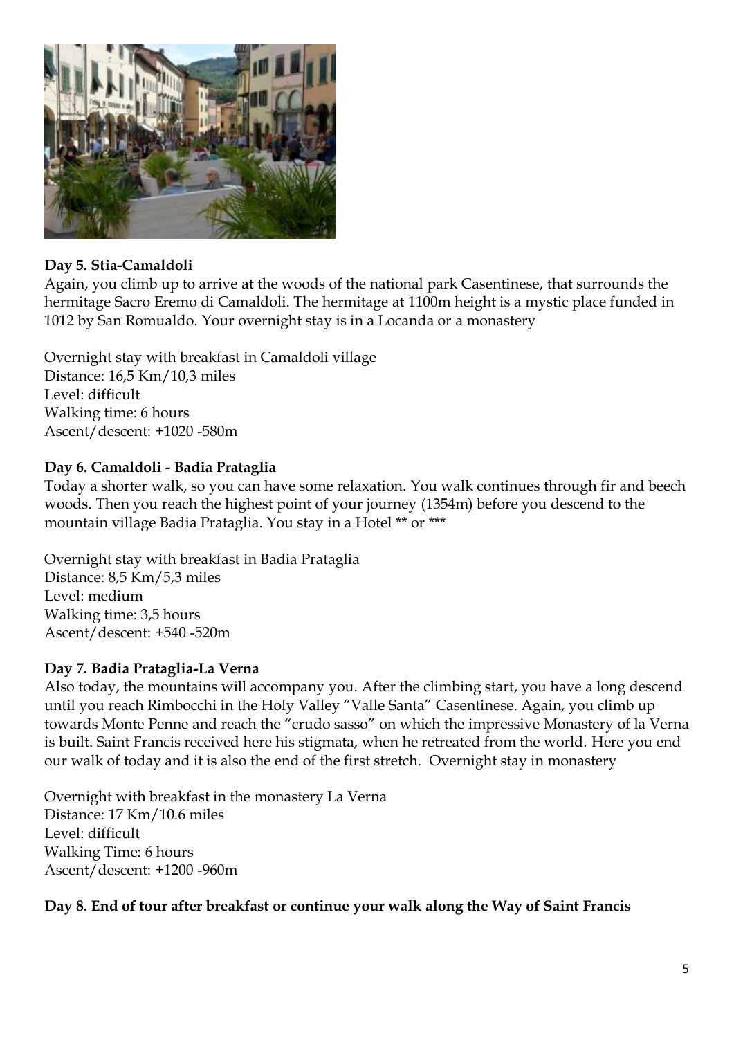**Day 5. Stia-Camaldoli**

Again, you climb up to arrive at the woods of the national park Casentinese, that surrounds the hermitage Sacro Eremo di Camaldoli. The hermitage at 1100m height is a mystic place funded in 1012 by San Romualdo. Your overnight stay is in a Locanda or a monastery

Overnight stay with breakfast in Camaldoli village
Distance: 16,5 Km/10,3 miles
Level: difficult
Walking time: 6 hours
Ascent/descent: +1020 -580m

**Day 6. Camaldoli - Badia Prataglia**

Today a shorter walk, so you can have some relaxation. You walk continues through fir and beech woods. Then you reach the highest point of your journey (1354m) before you descend to the mountain village Badia Prataglia. You stay in a Hotel ** or ***

Overnight stay with breakfast in Badia Prataglia
Distance: 8,5 Km/5,3 miles
Level: medium
Walking time: 3,5 hours
Ascent/descent: +540 -520m

**Day 7. Badia Prataglia-La Verna**

Also today, the mountains will accompany you. After the climbing start, you have a long descend until you reach Rimbocchi in the Holy Valley "Valle Santa" Casentinese. Again, you climb up towards Monte Penne and reach the "crudo sasso" on which the impressive Monastery of la Verna is built. Saint Francis received here his stigmata, when he retreated from the world. Here you end our walk of today and it is also the end of the first stretch. Overnight stay in monastery

Overnight with breakfast in the monastery La Verna
Distance: 17 Km/10.6 miles
Level: difficult
Walking Time: 6 hours
Ascent/descent: +1200 -960m

**Day 8. End of tour after breakfast or continue your walk along the Way of Saint Francis**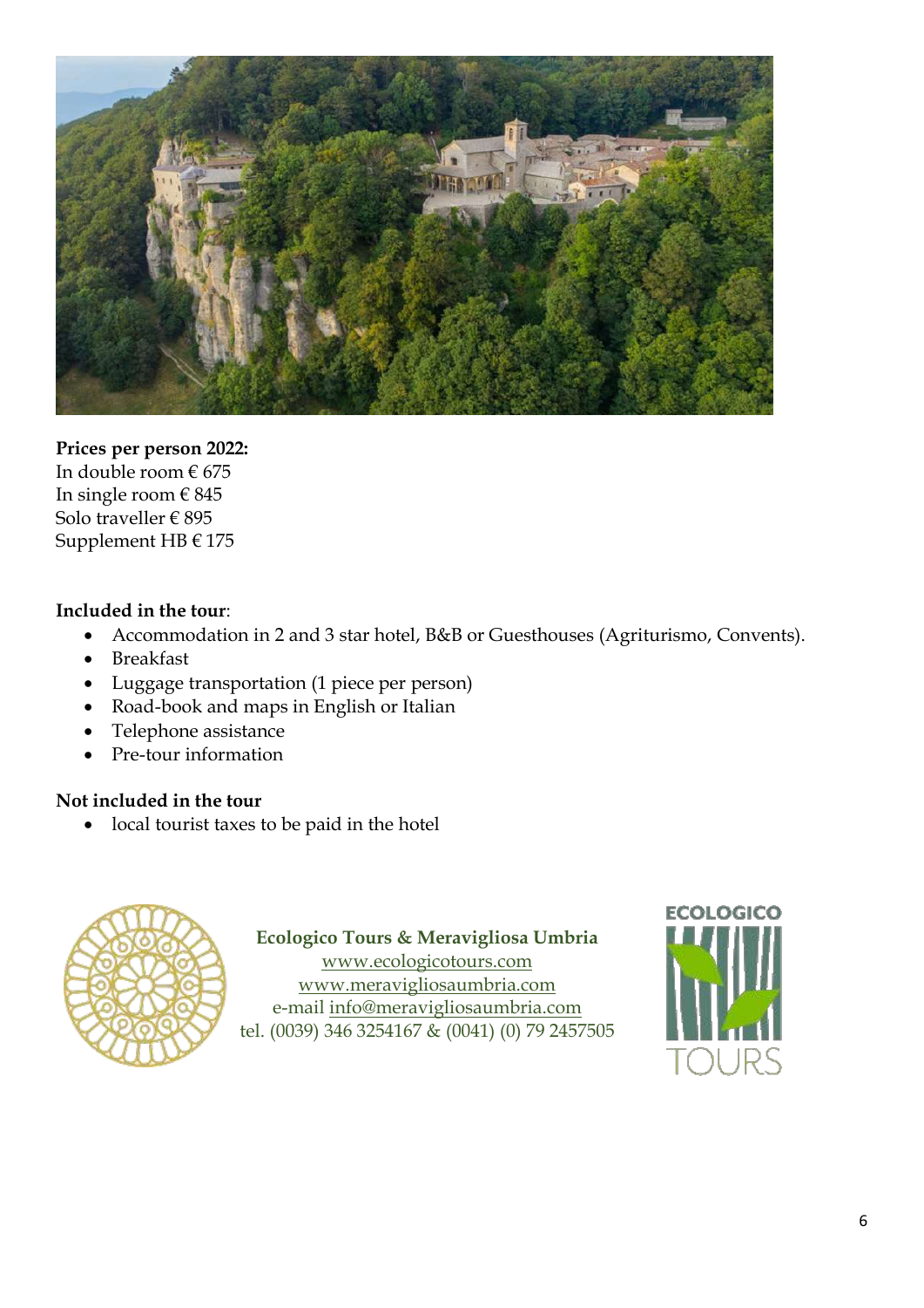**Prices per person 2022:**
In double room € 675
In single room € 845
Solo traveller € 895
Supplement HB € 175

**Included in the tour**:

- Accommodation in 2 and 3 star hotel, B&B or Guesthouses (Agriturismo, Convents).
- Breakfast
- Luggage transportation (1 piece per person)
- Road-book and maps in English or Italian
- Telephone assistance
- Pre-tour information

**Not included in the tour**

- local tourist taxes to be paid in the hotel

**Ecologico Tours & Meravigliosa Umbria**
www.ecologicotours.com
www.meravigliosaumbria.com
e-mail info@meravigliosaumbria.com
tel. (0039) 346 3254167 & (0041) (0) 79 2457505